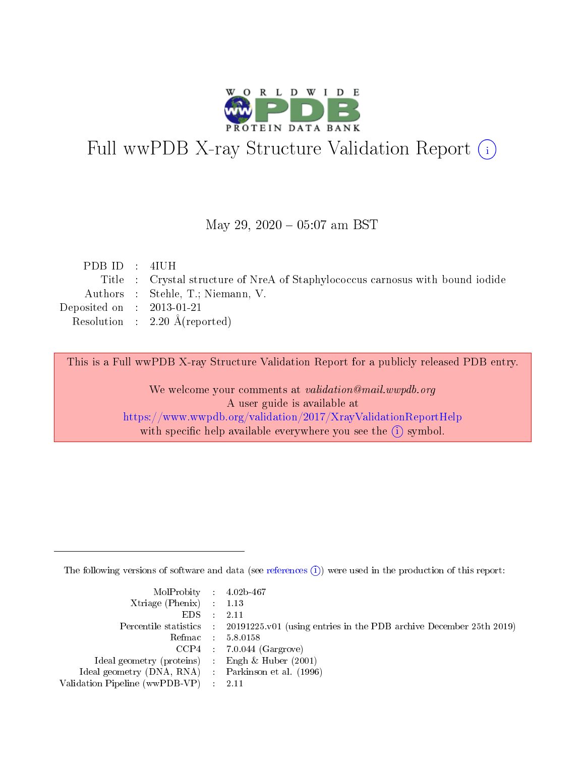# Full wwPDB X-ray Structure Validation Report (i)

May 29, 2020 – 05:07 am BST

| | | |
|---|---|---|
| PDB ID | : | 4IUH |
| Title | : | Crystal structure of NreA of Staphylococcus carnosus with bound iodide |
| Authors | : | Stehle, T.; Niemann, V. |
| Deposited on | : | 2013-01-21 |
| Resolution | : | 2.20 Å(reported) |

This is a Full wwPDB X-ray Structure Validation Report for a publicly released PDB entry.

We welcome your comments at *validation@mail.wwpdb.org*
A user guide is available at
https://www.wwpdb.org/validation/2017/XrayValidationReportHelp
with specific help available everywhere you see the (i) symbol.

---

The following versions of software and data (see references (i)) were used in the production of this report:

| | | |
|---|---|---|
| MolProbity | : | 4.02b-467 |
| Xtriage (Phenix) | : | 1.13 |
| EDS | : | 2.11 |
| Percentile statistics | : | 20191225.v01 (using entries in the PDB archive December 25th 2019) |
| Refmac | : | 5.8.0158 |
| CCP4 | : | 7.0.044 (Gargrove) |
| Ideal geometry (proteins) | : | Engh & Huber (2001) |
| Ideal geometry (DNA, RNA) | : | Parkinson et al. (1996) |
| Validation Pipeline (wwPDB-VP) | : | 2.11 |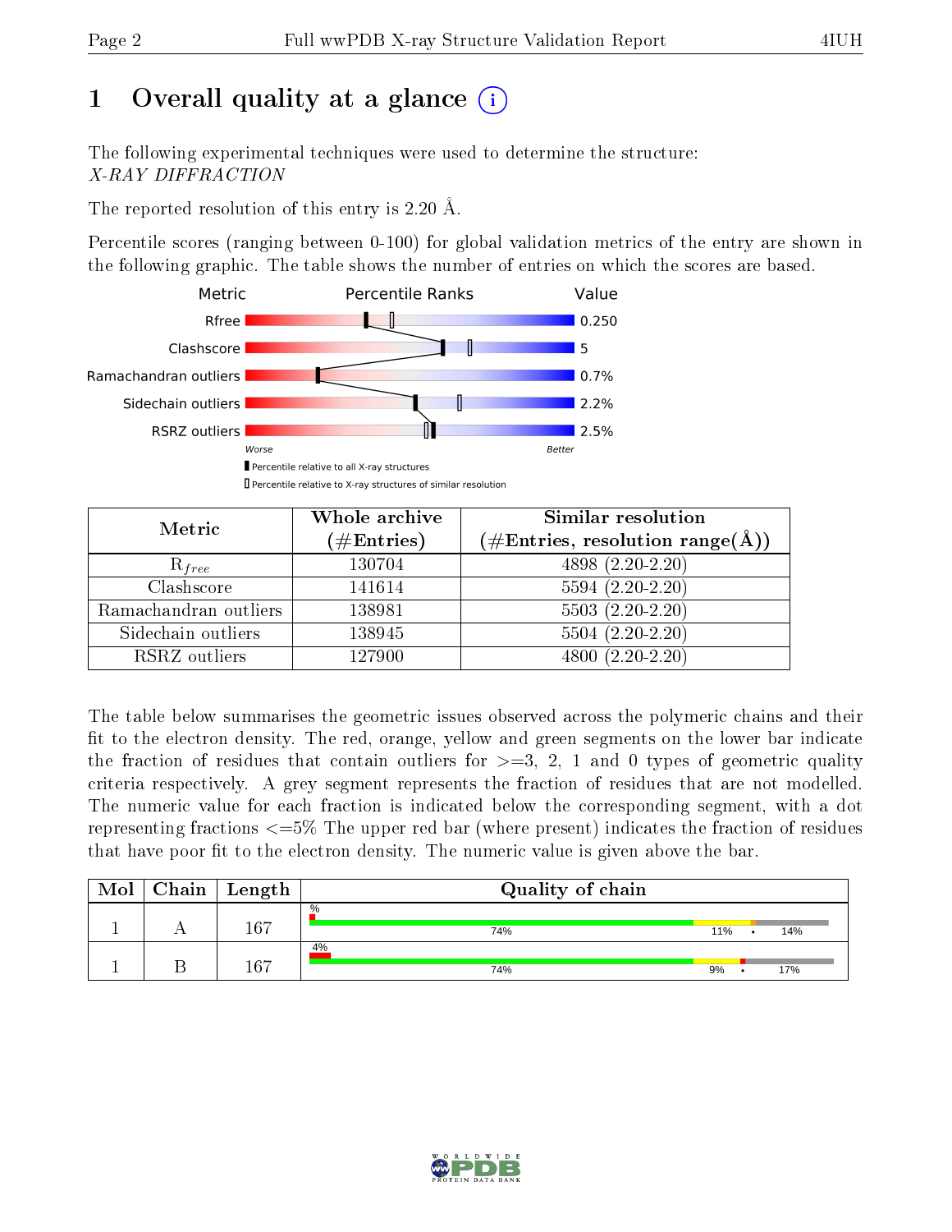# 1 Overall quality at a glance

The following experimental techniques were used to determine the structure:
*X-RAY DIFFRACTION*

The reported resolution of this entry is 2.20 Å.

Percentile scores (ranging between 0-100) for global validation metrics of the entry are shown in the following graphic. The table shows the number of entries on which the scores are based.

| Metric | Value |
|---|---|
| Rfree | 0.250 |
| Clashscore | 5 |
| Ramachandran outliers | 0.7% |
| Sidechain outliers | 2.2% |
| RSRZ outliers | 2.5% |

Worse — Better

▮ Percentile relative to all X-ray structures
▯ Percentile relative to X-ray structures of similar resolution

| Metric | Whole archive (#Entries) | Similar resolution (#Entries, resolution range(Å)) |
|---|---|---|
| $R_{free}$ | 130704 | 4898 (2.20-2.20) |
| Clashscore | 141614 | 5594 (2.20-2.20) |
| Ramachandran outliers | 138981 | 5503 (2.20-2.20) |
| Sidechain outliers | 138945 | 5504 (2.20-2.20) |
| RSRZ outliers | 127900 | 4800 (2.20-2.20) |

The table below summarises the geometric issues observed across the polymeric chains and their fit to the electron density. The red, orange, yellow and green segments on the lower bar indicate the fraction of residues that contain outliers for >=3, 2, 1 and 0 types of geometric quality criteria respectively. A grey segment represents the fraction of residues that are not modelled. The numeric value for each fraction is indicated below the corresponding segment, with a dot representing fractions <=5% The upper red bar (where present) indicates the fraction of residues that have poor fit to the electron density. The numeric value is given above the bar.

| Mol | Chain | Length | Quality of chain |
|---|---|---|---|
| 1 | A | 167 | %; 74%, 11%, •, 14% |
| 1 | B | 167 | 4%; 74%, 9%, •, 17% |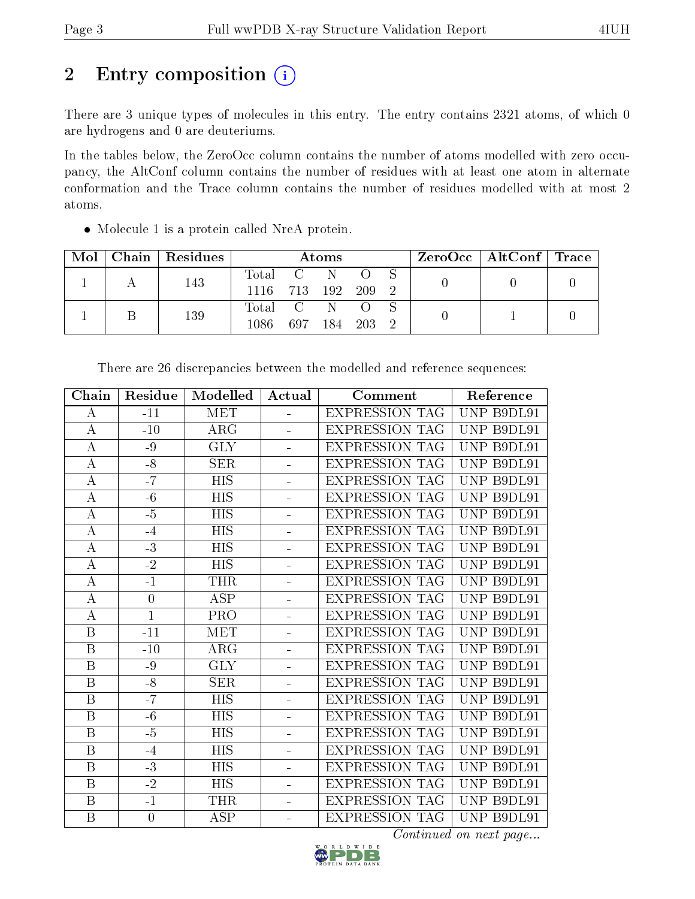## 2 Entry composition

There are 3 unique types of molecules in this entry. The entry contains 2321 atoms, of which 0 are hydrogens and 0 are deuteriums.

In the tables below, the ZeroOcc column contains the number of atoms modelled with zero occupancy, the AltConf column contains the number of residues with at least one atom in alternate conformation and the Trace column contains the number of residues modelled with at most 2 atoms.

- Molecule 1 is a protein called NreA protein.

| Mol | Chain | Residues | Atoms | | | | | ZeroOcc | AltConf | Trace |
|---|---|---|---|---|---|---|---|---|---|---|
| 1 | A | 143 | Total | C | N | O | S | 0 | 0 | 0 |
| | | | 1116 | 713 | 192 | 209 | 2 | | | |
| 1 | B | 139 | Total | C | N | O | S | 0 | 1 | 0 |
| | | | 1086 | 697 | 184 | 203 | 2 | | | |

There are 26 discrepancies between the modelled and reference sequences:

| Chain | Residue | Modelled | Actual | Comment | Reference |
|---|---|---|---|---|---|
| A | -11 | MET | - | EXPRESSION TAG | UNP B9DL91 |
| A | -10 | ARG | - | EXPRESSION TAG | UNP B9DL91 |
| A | -9 | GLY | - | EXPRESSION TAG | UNP B9DL91 |
| A | -8 | SER | - | EXPRESSION TAG | UNP B9DL91 |
| A | -7 | HIS | - | EXPRESSION TAG | UNP B9DL91 |
| A | -6 | HIS | - | EXPRESSION TAG | UNP B9DL91 |
| A | -5 | HIS | - | EXPRESSION TAG | UNP B9DL91 |
| A | -4 | HIS | - | EXPRESSION TAG | UNP B9DL91 |
| A | -3 | HIS | - | EXPRESSION TAG | UNP B9DL91 |
| A | -2 | HIS | - | EXPRESSION TAG | UNP B9DL91 |
| A | -1 | THR | - | EXPRESSION TAG | UNP B9DL91 |
| A | 0 | ASP | - | EXPRESSION TAG | UNP B9DL91 |
| A | 1 | PRO | - | EXPRESSION TAG | UNP B9DL91 |
| B | -11 | MET | - | EXPRESSION TAG | UNP B9DL91 |
| B | -10 | ARG | - | EXPRESSION TAG | UNP B9DL91 |
| B | -9 | GLY | - | EXPRESSION TAG | UNP B9DL91 |
| B | -8 | SER | - | EXPRESSION TAG | UNP B9DL91 |
| B | -7 | HIS | - | EXPRESSION TAG | UNP B9DL91 |
| B | -6 | HIS | - | EXPRESSION TAG | UNP B9DL91 |
| B | -5 | HIS | - | EXPRESSION TAG | UNP B9DL91 |
| B | -4 | HIS | - | EXPRESSION TAG | UNP B9DL91 |
| B | -3 | HIS | - | EXPRESSION TAG | UNP B9DL91 |
| B | -2 | HIS | - | EXPRESSION TAG | UNP B9DL91 |
| B | -1 | THR | - | EXPRESSION TAG | UNP B9DL91 |
| B | 0 | ASP | - | EXPRESSION TAG | UNP B9DL91 |

*Continued on next page...*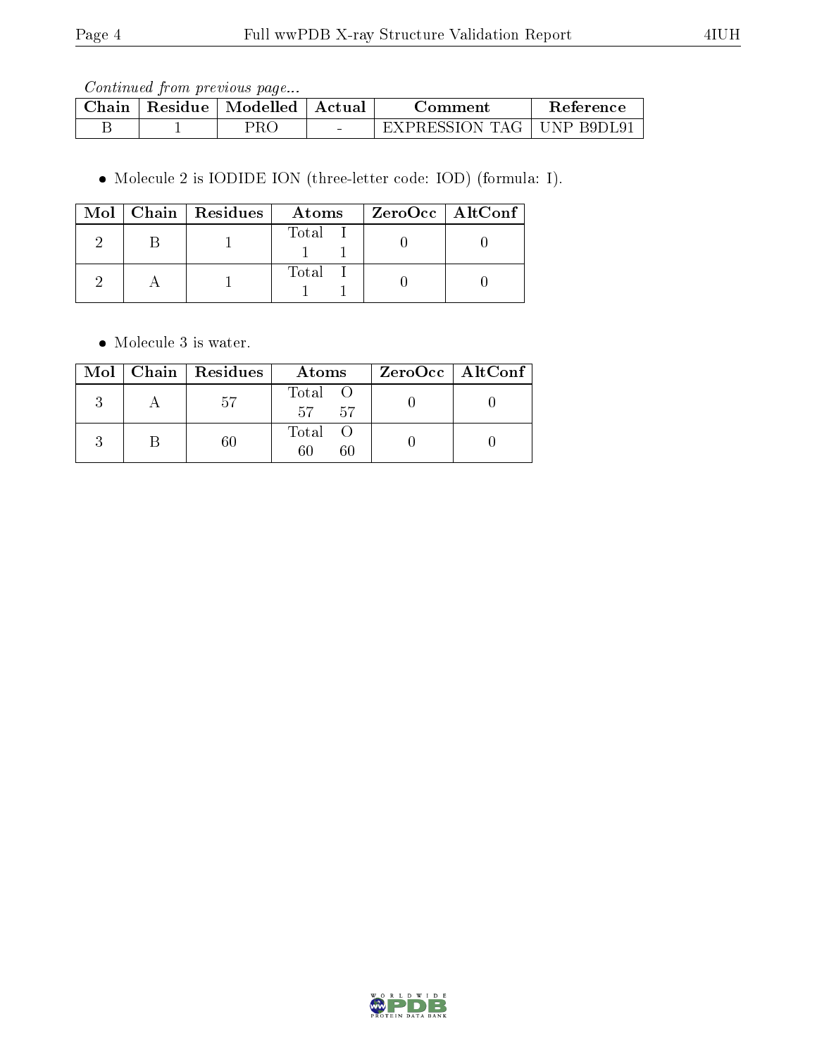*Continued from previous page...*

| Chain | Residue | Modelled | Actual | Comment | Reference |
|---|---|---|---|---|---|
| B | 1 | PRO | - | EXPRESSION TAG | UNP B9DL91 |

- Molecule 2 is IODIDE ION (three-letter code: IOD) (formula: I).

| Mol | Chain | Residues | Atoms | ZeroOcc | AltConf |
|---|---|---|---|---|---|
| 2 | B | 1 | Total I<br>1 1 | 0 | 0 |
| 2 | A | 1 | Total I<br>1 1 | 0 | 0 |

- Molecule 3 is water.

| Mol | Chain | Residues | Atoms | ZeroOcc | AltConf |
|---|---|---|---|---|---|
| 3 | A | 57 | Total O<br>57 57 | 0 | 0 |
| 3 | B | 60 | Total O<br>60 60 | 0 | 0 |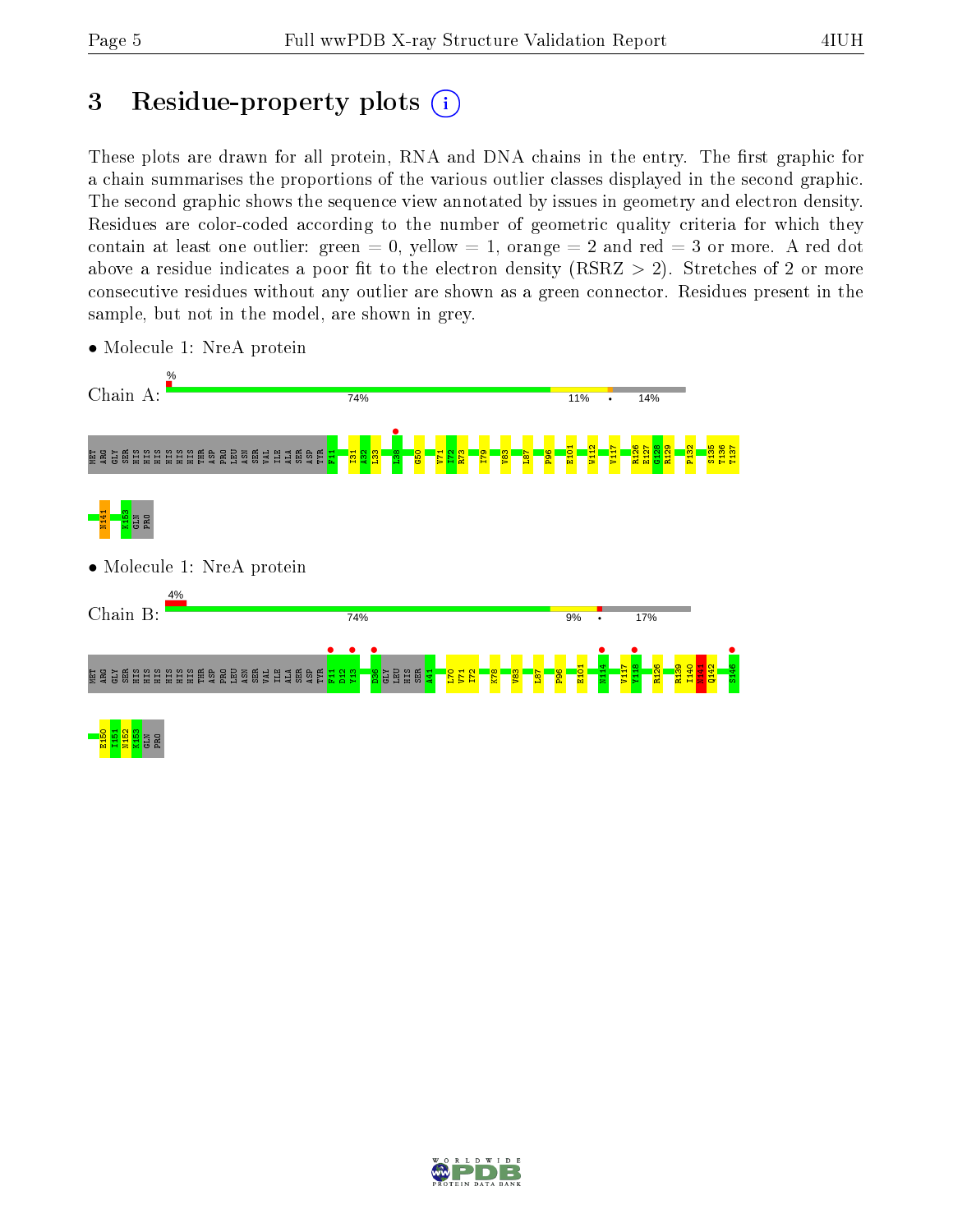# 3 Residue-property plots

These plots are drawn for all protein, RNA and DNA chains in the entry. The first graphic for a chain summarises the proportions of the various outlier classes displayed in the second graphic. The second graphic shows the sequence view annotated by issues in geometry and electron density. Residues are color-coded according to the number of geometric quality criteria for which they contain at least one outlier: green = 0, yellow = 1, orange = 2 and red = 3 or more. A red dot above a residue indicates a poor fit to the electron density (RSRZ > 2). Stretches of 2 or more consecutive residues without any outlier are shown as a green connector. Residues present in the sample, but not in the model, are shown in grey.

- Molecule 1: NreA protein

Chain A: % 74% 11% • 14%

MET ARG GLY SER HIS HIS HIS HIS HIS HIS THR ASP PRO LEU ASN SER VAL ILE ALA SER ASP TYR F11 I31 A32 L33 L38 G50 V71 I72 R73 I79 V83 L87 P96 E101 W112 V117 R126 E127 G128 R129 P132 S135 T136 T137 N141 K153 GLN PRO

- Molecule 1: NreA protein

Chain B: 4% 74% 9% • 17%

MET ARG GLY SER HIS HIS HIS HIS HIS HIS THR ASP PRO LEU ASN SER VAL ILE ALA SER ASP TYR F11 D12 Y13 D36 GLY LEU HIS SER A41 L70 V71 I72 K78 V83 L87 P96 E101 N114 V117 Y118 R126 R139 I140 N141 Q142 S146 E150 I151 N152 K153 GLN PRO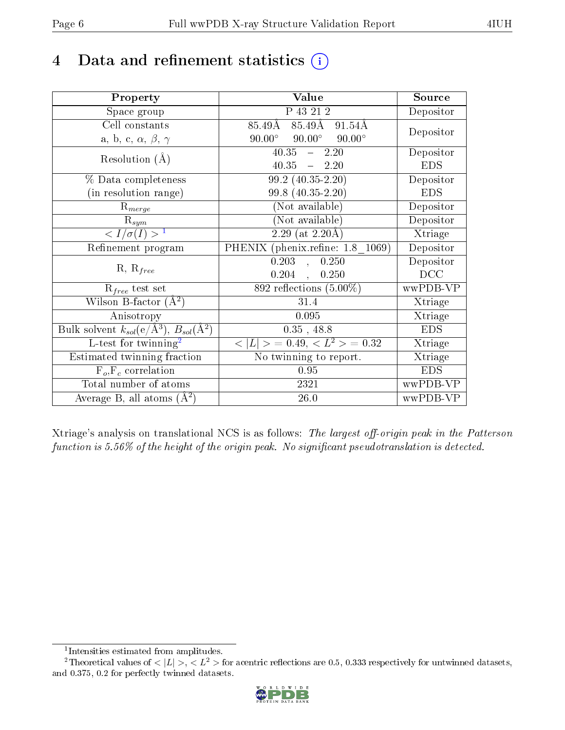# 4 Data and refinement statistics (i)

| Property | Value | Source |
|---|---|---|
| Space group | P 43 21 2 | Depositor |
| Cell constants<br>a, b, c, $\alpha$, $\beta$, $\gamma$ | 85.49Å 85.49Å 91.54Å<br>90.00° 90.00° 90.00° | Depositor |
| Resolution (Å) | 40.35 – 2.20<br>40.35 – 2.20 | Depositor<br>EDS |
| % Data completeness<br>(in resolution range) | 99.2 (40.35-2.20)<br>99.8 (40.35-2.20) | Depositor<br>EDS |
| $R_{merge}$ | (Not available) | Depositor |
| $R_{sym}$ | (Not available) | Depositor |
| $< I/\sigma(I) >$ [1] | 2.29 (at 2.20Å) | Xtriage |
| Refinement program | PHENIX (phenix.refine: 1.8_1069) | Depositor |
| R, $R_{free}$ | 0.203 , 0.250<br>0.204 , 0.250 | Depositor<br>DCC |
| $R_{free}$ test set | 892 reflections (5.00%) | wwPDB-VP |
| Wilson B-factor (Å$^2$) | 31.4 | Xtriage |
| Anisotropy | 0.095 | Xtriage |
| Bulk solvent $k_{sol}$(e/Å$^3$), $B_{sol}$(Å$^2$) | 0.35 , 48.8 | EDS |
| L-test for twinning[2] | $< \|L\| >$ = 0.49, $< L^2 >$ = 0.32 | Xtriage |
| Estimated twinning fraction | No twinning to report. | Xtriage |
| $F_o$,$F_c$ correlation | 0.95 | EDS |
| Total number of atoms | 2321 | wwPDB-VP |
| Average B, all atoms (Å$^2$) | 26.0 | wwPDB-VP |

Xtriage's analysis on translational NCS is as follows: *The largest off-origin peak in the Patterson function is 5.56% of the height of the origin peak. No significant pseudotranslation is detected.*

[1] Intensities estimated from amplitudes.

[2] Theoretical values of $< |L| >$, $< L^2 >$ for acentric reflections are 0.5, 0.333 respectively for untwinned datasets, and 0.375, 0.2 for perfectly twinned datasets.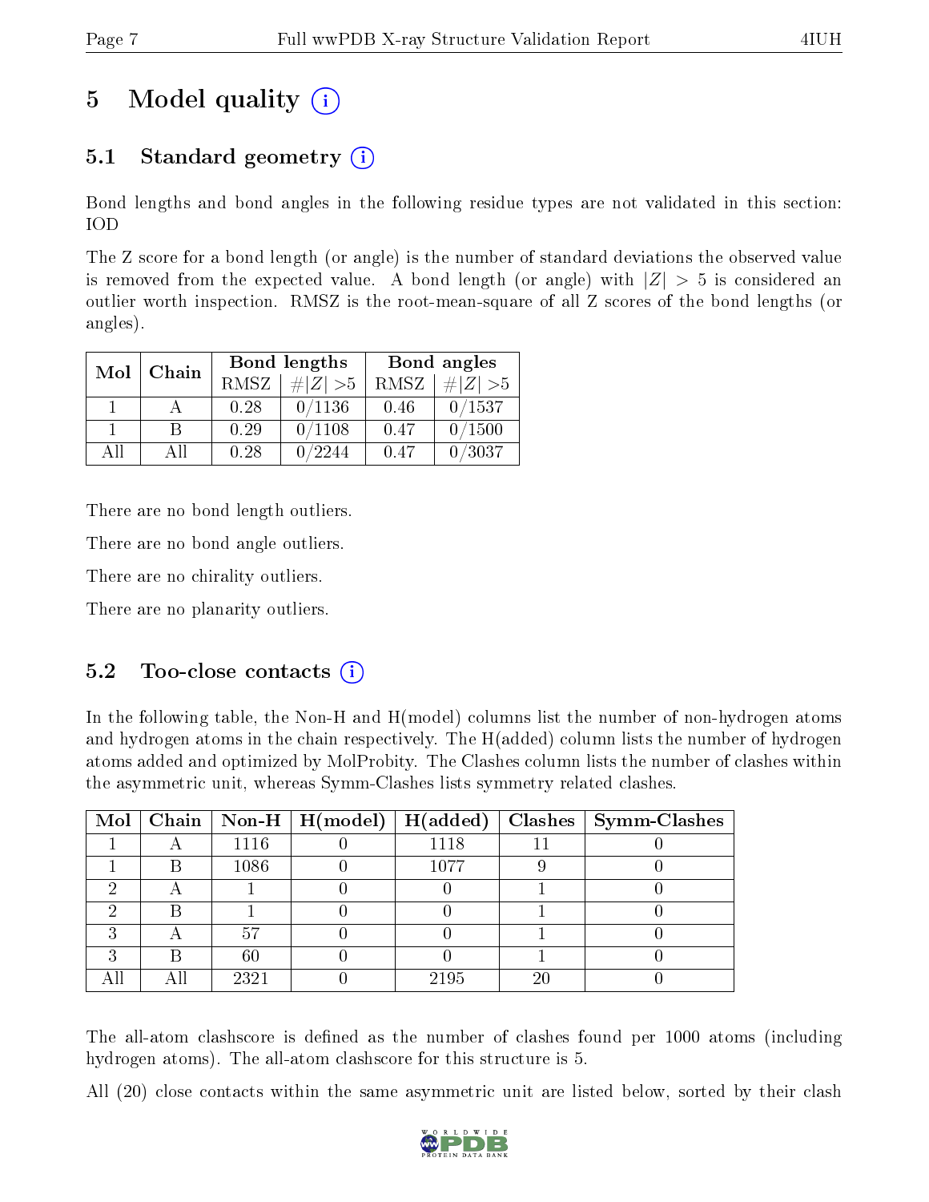# 5 Model quality (i)

## 5.1 Standard geometry (i)

Bond lengths and bond angles in the following residue types are not validated in this section: IOD

The Z score for a bond length (or angle) is the number of standard deviations the observed value is removed from the expected value. A bond length (or angle) with $|Z| > 5$ is considered an outlier worth inspection. RMSZ is the root-mean-square of all Z scores of the bond lengths (or angles).

| Mol | Chain | Bond lengths | | Bond angles | |
|---|---|---|---|---|---|
| | | RMSZ | $\#|Z| > 5$ | RMSZ | $\#|Z| > 5$ |
| 1 | A | 0.28 | 0/1136 | 0.46 | 0/1537 |
| 1 | B | 0.29 | 0/1108 | 0.47 | 0/1500 |
| All | All | 0.28 | 0/2244 | 0.47 | 0/3037 |

There are no bond length outliers.

There are no bond angle outliers.

There are no chirality outliers.

There are no planarity outliers.

## 5.2 Too-close contacts (i)

In the following table, the Non-H and H(model) columns list the number of non-hydrogen atoms and hydrogen atoms in the chain respectively. The H(added) column lists the number of hydrogen atoms added and optimized by MolProbity. The Clashes column lists the number of clashes within the asymmetric unit, whereas Symm-Clashes lists symmetry related clashes.

| Mol | Chain | Non-H | H(model) | H(added) | Clashes | Symm-Clashes |
|---|---|---|---|---|---|---|
| 1 | A | 1116 | 0 | 1118 | 11 | 0 |
| 1 | B | 1086 | 0 | 1077 | 9 | 0 |
| 2 | A | 1 | 0 | 0 | 1 | 0 |
| 2 | B | 1 | 0 | 0 | 1 | 0 |
| 3 | A | 57 | 0 | 0 | 1 | 0 |
| 3 | B | 60 | 0 | 0 | 1 | 0 |
| All | All | 2321 | 0 | 2195 | 20 | 0 |

The all-atom clashscore is defined as the number of clashes found per 1000 atoms (including hydrogen atoms). The all-atom clashscore for this structure is 5.

All (20) close contacts within the same asymmetric unit are listed below, sorted by their clash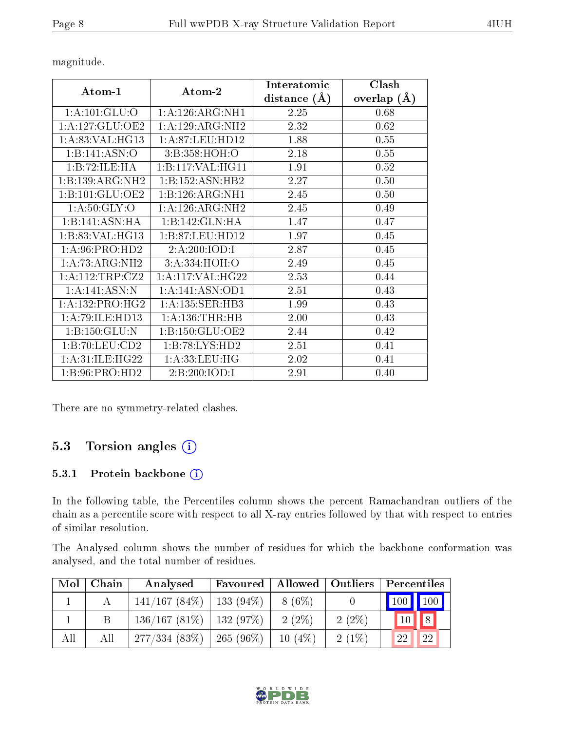magnitude.

| Atom-1 | Atom-2 | Interatomic distance (Å) | Clash overlap (Å) |
|---|---|---|---|
| 1:A:101:GLU:O | 1:A:126:ARG:NH1 | 2.25 | 0.68 |
| 1:A:127:GLU:OE2 | 1:A:129:ARG:NH2 | 2.32 | 0.62 |
| 1:A:83:VAL:HG13 | 1:A:87:LEU:HD12 | 1.88 | 0.55 |
| 1:B:141:ASN:O | 3:B:358:HOH:O | 2.18 | 0.55 |
| 1:B:72:ILE:HA | 1:B:117:VAL:HG11 | 1.91 | 0.52 |
| 1:B:139:ARG:NH2 | 1:B:152:ASN:HB2 | 2.27 | 0.50 |
| 1:B:101:GLU:OE2 | 1:B:126:ARG:NH1 | 2.45 | 0.50 |
| 1:A:50:GLY:O | 1:A:126:ARG:NH2 | 2.45 | 0.49 |
| 1:B:141:ASN:HA | 1:B:142:GLN:HA | 1.47 | 0.47 |
| 1:B:83:VAL:HG13 | 1:B:87:LEU:HD12 | 1.97 | 0.45 |
| 1:A:96:PRO:HD2 | 2:A:200:IOD:I | 2.87 | 0.45 |
| 1:A:73:ARG:NH2 | 3:A:334:HOH:O | 2.49 | 0.45 |
| 1:A:112:TRP:CZ2 | 1:A:117:VAL:HG22 | 2.53 | 0.44 |
| 1:A:141:ASN:N | 1:A:141:ASN:OD1 | 2.51 | 0.43 |
| 1:A:132:PRO:HG2 | 1:A:135:SER:HB3 | 1.99 | 0.43 |
| 1:A:79:ILE:HD13 | 1:A:136:THR:HB | 2.00 | 0.43 |
| 1:B:150:GLU:N | 1:B:150:GLU:OE2 | 2.44 | 0.42 |
| 1:B:70:LEU:CD2 | 1:B:78:LYS:HD2 | 2.51 | 0.41 |
| 1:A:31:ILE:HG22 | 1:A:33:LEU:HG | 2.02 | 0.41 |
| 1:B:96:PRO:HD2 | 2:B:200:IOD:I | 2.91 | 0.40 |

There are no symmetry-related clashes.

## 5.3 Torsion angles

### 5.3.1 Protein backbone

In the following table, the Percentiles column shows the percent Ramachandran outliers of the chain as a percentile score with respect to all X-ray entries followed by that with respect to entries of similar resolution.

The Analysed column shows the number of residues for which the backbone conformation was analysed, and the total number of residues.

| Mol | Chain | Analysed | Favoured | Allowed | Outliers | Percentiles | |
|---|---|---|---|---|---|---|---|
| 1 | A | 141/167 (84%) | 133 (94%) | 8 (6%) | 0 | 100 | 100 |
| 1 | B | 136/167 (81%) | 132 (97%) | 2 (2%) | 2 (2%) | 10 | 8 |
| All | All | 277/334 (83%) | 265 (96%) | 10 (4%) | 2 (1%) | 22 | 22 |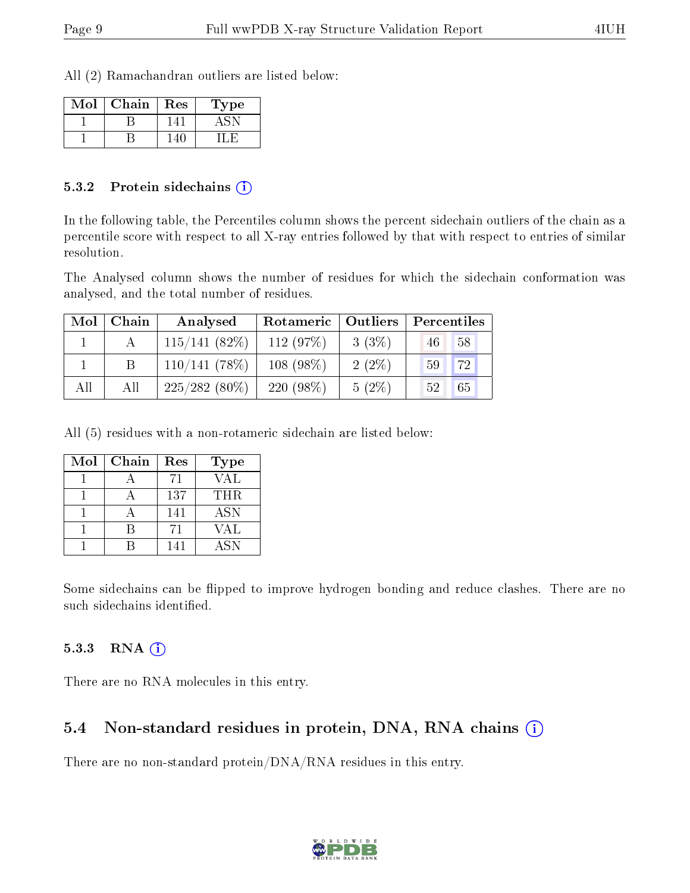All (2) Ramachandran outliers are listed below:

| Mol | Chain | Res | Type |
|---|---|---|---|
| 1 | B | 141 | ASN |
| 1 | B | 140 | ILE |

### 5.3.2 Protein sidechains (i)

In the following table, the Percentiles column shows the percent sidechain outliers of the chain as a percentile score with respect to all X-ray entries followed by that with respect to entries of similar resolution.

The Analysed column shows the number of residues for which the sidechain conformation was analysed, and the total number of residues.

| Mol | Chain | Analysed | Rotameric | Outliers | Percentiles | |
|---|---|---|---|---|---|---|
| 1 | A | 115/141 (82%) | 112 (97%) | 3 (3%) | 46 | 58 |
| 1 | B | 110/141 (78%) | 108 (98%) | 2 (2%) | 59 | 72 |
| All | All | 225/282 (80%) | 220 (98%) | 5 (2%) | 52 | 65 |

All (5) residues with a non-rotameric sidechain are listed below:

| Mol | Chain | Res | Type |
|---|---|---|---|
| 1 | A | 71 | VAL |
| 1 | A | 137 | THR |
| 1 | A | 141 | ASN |
| 1 | B | 71 | VAL |
| 1 | B | 141 | ASN |

Some sidechains can be flipped to improve hydrogen bonding and reduce clashes. There are no such sidechains identified.

### 5.3.3 RNA (i)

There are no RNA molecules in this entry.

## 5.4 Non-standard residues in protein, DNA, RNA chains (i)

There are no non-standard protein/DNA/RNA residues in this entry.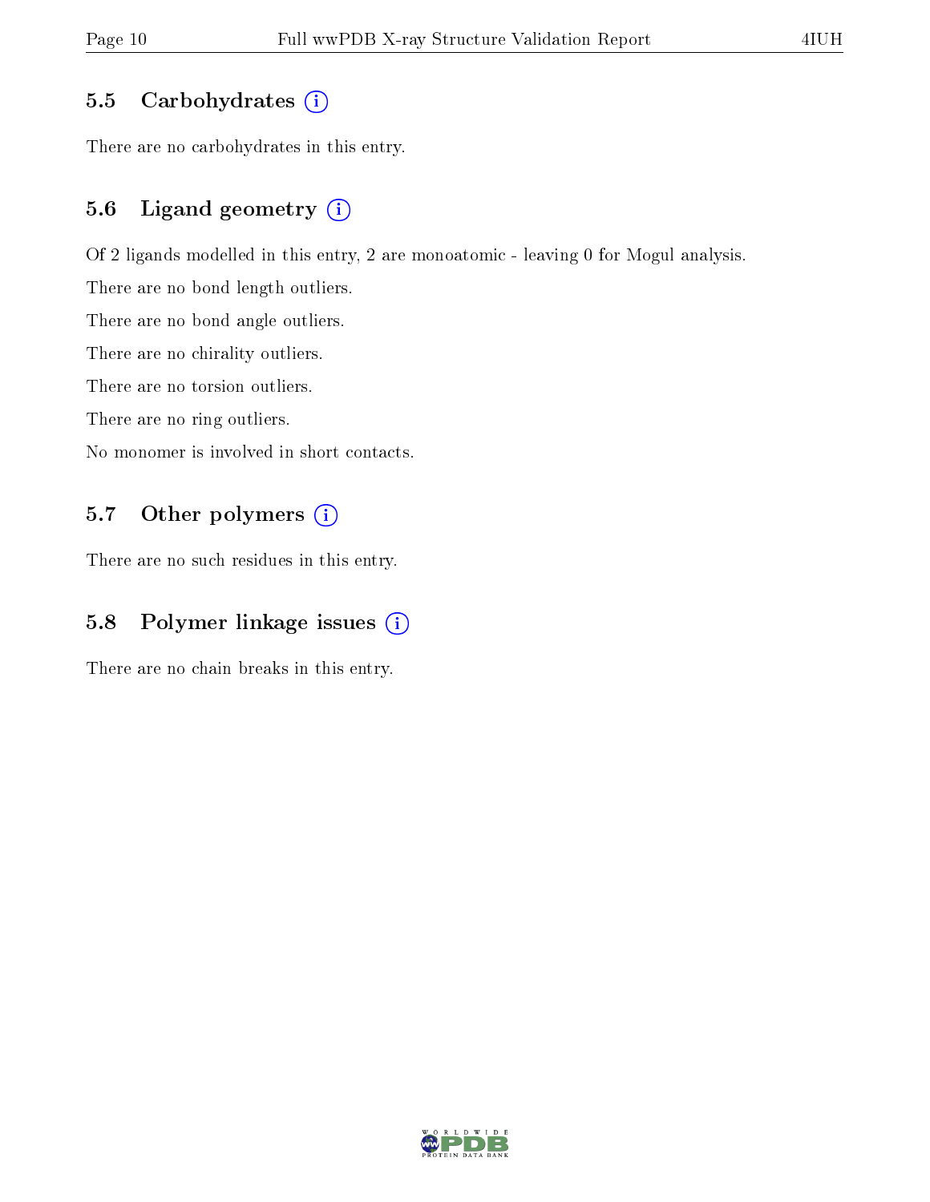### 5.5 Carbohydrates

There are no carbohydrates in this entry.

### 5.6 Ligand geometry

Of 2 ligands modelled in this entry, 2 are monoatomic - leaving 0 for Mogul analysis.

There are no bond length outliers.

There are no bond angle outliers.

There are no chirality outliers.

There are no torsion outliers.

There are no ring outliers.

No monomer is involved in short contacts.

### 5.7 Other polymers

There are no such residues in this entry.

### 5.8 Polymer linkage issues

There are no chain breaks in this entry.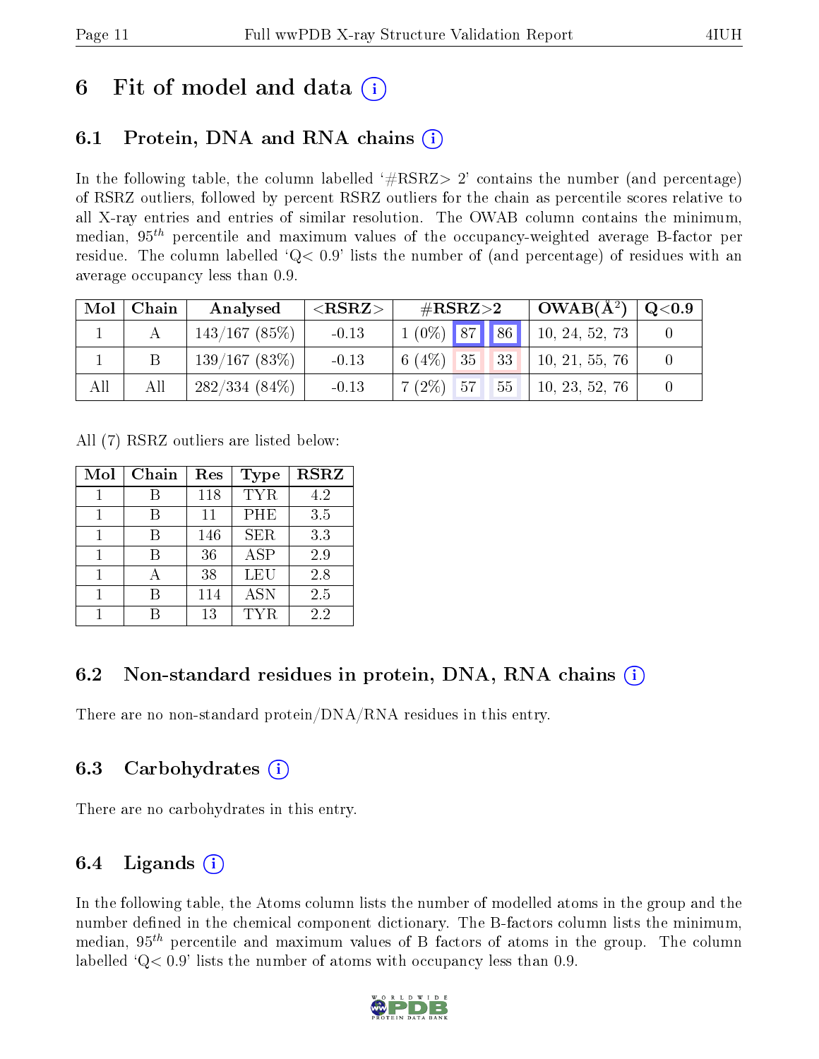# 6 Fit of model and data (i)

## 6.1 Protein, DNA and RNA chains (i)

In the following table, the column labelled '#RSRZ> 2' contains the number (and percentage) of RSRZ outliers, followed by percent RSRZ outliers for the chain as percentile scores relative to all X-ray entries and entries of similar resolution. The OWAB column contains the minimum, median, $95^{th}$ percentile and maximum values of the occupancy-weighted average B-factor per residue. The column labelled 'Q< 0.9' lists the number of (and percentage) of residues with an average occupancy less than 0.9.

| Mol | Chain | Analysed | <RSRZ> | #RSRZ>2 | | | OWAB(Å$^2$) | Q<0.9 |
|---|---|---|---|---|---|---|---|---|
| 1 | A | 143/167 (85%) | -0.13 | 1 (0%) | 87 | 86 | 10, 24, 52, 73 | 0 |
| 1 | B | 139/167 (83%) | -0.13 | 6 (4%) | 35 | 33 | 10, 21, 55, 76 | 0 |
| All | All | 282/334 (84%) | -0.13 | 7 (2%) | 57 | 55 | 10, 23, 52, 76 | 0 |

All (7) RSRZ outliers are listed below:

| Mol | Chain | Res | Type | RSRZ |
|---|---|---|---|---|
| 1 | B | 118 | TYR | 4.2 |
| 1 | B | 11 | PHE | 3.5 |
| 1 | B | 146 | SER | 3.3 |
| 1 | B | 36 | ASP | 2.9 |
| 1 | A | 38 | LEU | 2.8 |
| 1 | B | 114 | ASN | 2.5 |
| 1 | B | 13 | TYR | 2.2 |

## 6.2 Non-standard residues in protein, DNA, RNA chains (i)

There are no non-standard protein/DNA/RNA residues in this entry.

## 6.3 Carbohydrates (i)

There are no carbohydrates in this entry.

## 6.4 Ligands (i)

In the following table, the Atoms column lists the number of modelled atoms in the group and the number defined in the chemical component dictionary. The B-factors column lists the minimum, median, $95^{th}$ percentile and maximum values of B factors of atoms in the group. The column labelled 'Q< 0.9' lists the number of atoms with occupancy less than 0.9.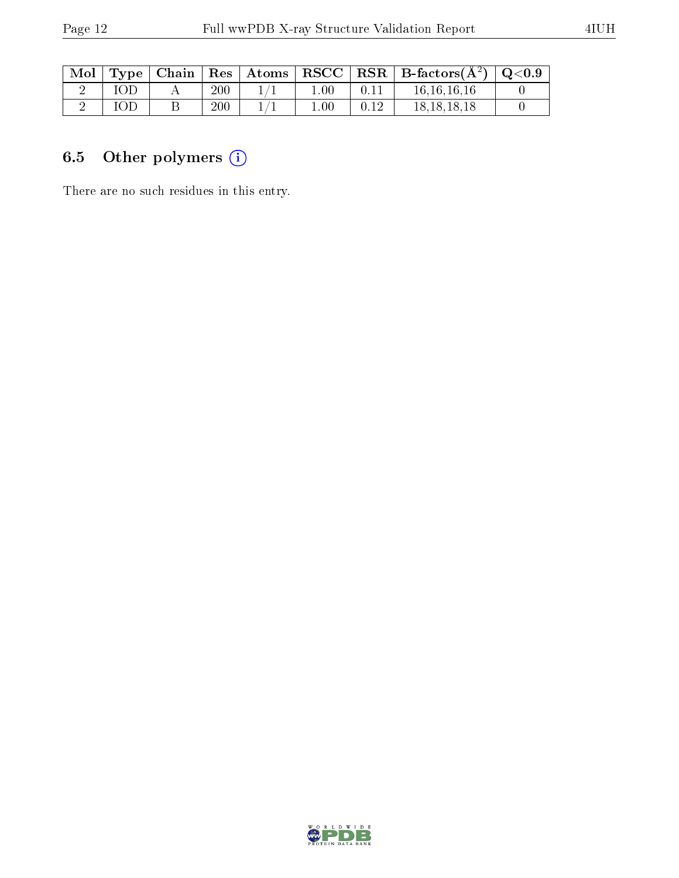| Mol | Type | Chain | Res | Atoms | RSCC | RSR | B-factors($Å^2$) | Q<0.9 |
|---|---|---|---|---|---|---|---|---|
| 2 | IOD | A | 200 | 1/1 | 1.00 | 0.11 | 16,16,16,16 | 0 |
| 2 | IOD | B | 200 | 1/1 | 1.00 | 0.12 | 18,18,18,18 | 0 |

### 6.5 Other polymers

There are no such residues in this entry.